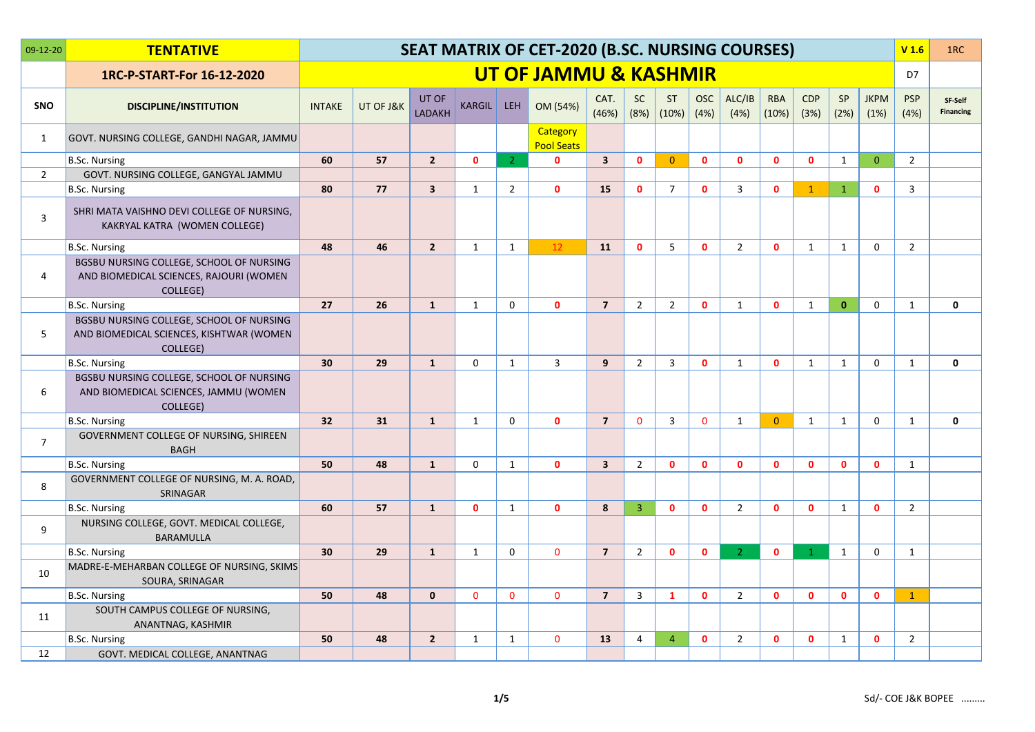| 09-12-20 | TENTATIVE | SEAT MATRIX OF CET-2020 (B.SC. NURSING COURSES) | | | | | | | | | | | | | | | V 1.6 | 1RC |
|---|---|---|---|---|---|---|---|---|---|---|---|---|---|---|---|---|---|---|
| | 1RC-P-START-For 16-12-2020 | UT OF JAMMU & KASHMIR | | | | | | | | | | | | | | | D7 | |
| SNO | DISCIPLINE/INSTITUTION | INTAKE | UT OF J&K | UT OF LADAKH | KARGIL | LEH | OM (54%) | CAT. (46%) | SC (8%) | ST (10%) | OSC (4%) | ALC/IB (4%) | RBA (10%) | CDP (3%) | SP (2%) | JKPM (1%) | PSP (4%) | SF-Self Financing |
| 1 | GOVT. NURSING COLLEGE, GANDHI NAGAR, JAMMU | | | | | | Category Pool Seats | | | | | | | | | | | |
| | B.Sc. Nursing | 60 | 57 | 2 | 0 | 2 | 0 | 3 | 0 | 0 | 0 | 0 | 0 | 0 | 1 | 0 | 2 | |
| 2 | GOVT. NURSING COLLEGE, GANGYAL JAMMU | | | | | | | | | | | | | | | | | |
| | B.Sc. Nursing | 80 | 77 | 3 | 1 | 2 | 0 | 15 | 0 | 7 | 0 | 3 | 0 | 1 | 1 | 0 | 3 | |
| 3 | SHRI MATA VAISHNO DEVI COLLEGE OF NURSING, KAKRYAL KATRA (WOMEN COLLEGE) | | | | | | | | | | | | | | | | | |
| | B.Sc. Nursing | 48 | 46 | 2 | 1 | 1 | 12 | 11 | 0 | 5 | 0 | 2 | 0 | 1 | 1 | 0 | 2 | |
| 4 | BGSBU NURSING COLLEGE, SCHOOL OF NURSING AND BIOMEDICAL SCIENCES, RAJOURI (WOMEN COLLEGE) | | | | | | | | | | | | | | | | | |
| | B.Sc. Nursing | 27 | 26 | 1 | 1 | 0 | 0 | 7 | 2 | 2 | 0 | 1 | 0 | 1 | 0 | 0 | 1 | 0 |
| 5 | BGSBU NURSING COLLEGE, SCHOOL OF NURSING AND BIOMEDICAL SCIENCES, KISHTWAR (WOMEN COLLEGE) | | | | | | | | | | | | | | | | | |
| | B.Sc. Nursing | 30 | 29 | 1 | 0 | 1 | 3 | 9 | 2 | 3 | 0 | 1 | 0 | 1 | 1 | 0 | 1 | 0 |
| 6 | BGSBU NURSING COLLEGE, SCHOOL OF NURSING AND BIOMEDICAL SCIENCES, JAMMU (WOMEN COLLEGE) | | | | | | | | | | | | | | | | | |
| | B.Sc. Nursing | 32 | 31 | 1 | 1 | 0 | 0 | 7 | 0 | 3 | 0 | 1 | 0 | 1 | 1 | 0 | 1 | 0 |
| 7 | GOVERNMENT COLLEGE OF NURSING, SHIREEN BAGH | | | | | | | | | | | | | | | | | |
| | B.Sc. Nursing | 50 | 48 | 1 | 0 | 1 | 0 | 3 | 2 | 0 | 0 | 0 | 0 | 0 | 0 | 0 | 1 | |
| 8 | GOVERNMENT COLLEGE OF NURSING, M. A. ROAD, SRINAGAR | | | | | | | | | | | | | | | | | |
| | B.Sc. Nursing | 60 | 57 | 1 | 0 | 1 | 0 | 8 | 3 | 0 | 0 | 2 | 0 | 0 | 1 | 0 | 2 | |
| 9 | NURSING COLLEGE, GOVT. MEDICAL COLLEGE, BARAMULLA | | | | | | | | | | | | | | | | | |
| | B.Sc. Nursing | 30 | 29 | 1 | 1 | 0 | 0 | 7 | 2 | 0 | 0 | 2 | 0 | 1 | 1 | 0 | 1 | |
| 10 | MADRE-E-MEHARBAN COLLEGE OF NURSING, SKIMS SOURA, SRINAGAR | | | | | | | | | | | | | | | | | |
| | B.Sc. Nursing | 50 | 48 | 0 | 0 | 0 | 0 | 7 | 3 | 1 | 0 | 2 | 0 | 0 | 0 | 0 | 1 | |
| 11 | SOUTH CAMPUS COLLEGE OF NURSING, ANANTNAG, KASHMIR | | | | | | | | | | | | | | | | | |
| | B.Sc. Nursing | 50 | 48 | 2 | 1 | 1 | 0 | 13 | 4 | 4 | 0 | 2 | 0 | 0 | 1 | 0 | 2 | |
| 12 | GOVT. MEDICAL COLLEGE, ANANTNAG | | | | | | | | | | | | | | | | | |

Sd/- COE J&K BOPEE .........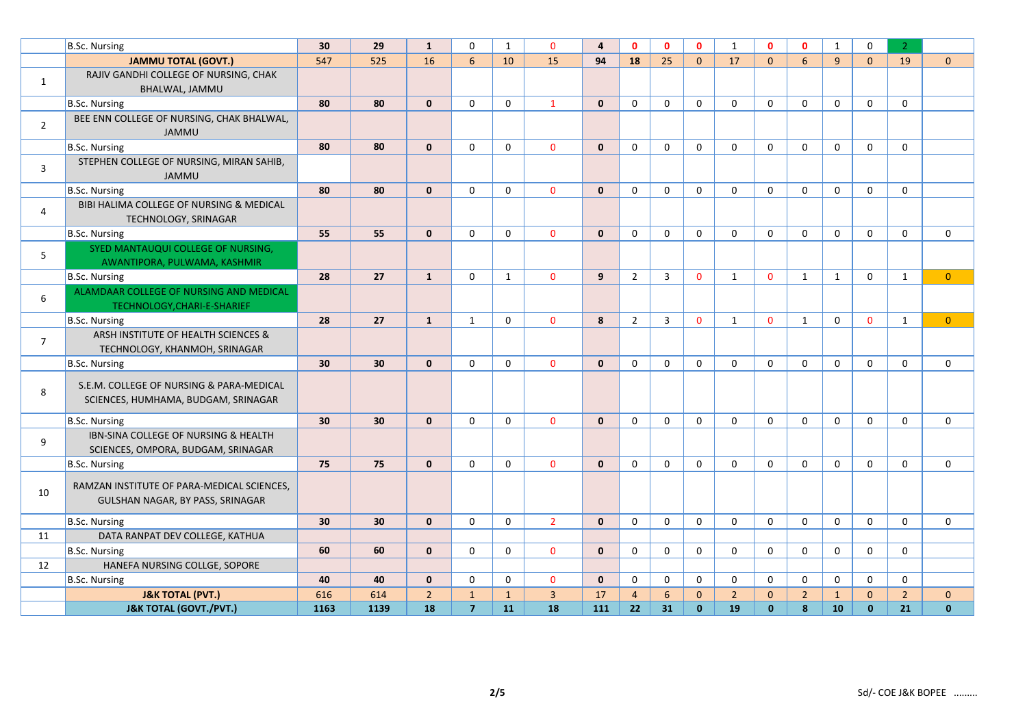| | | | | | | | | | | | | | | | | | | | |
|---|---|---|---|---|---|---|---|---|---|---|---|---|---|---|---|---|---|---|---|
| | B.Sc. Nursing | **30** | 29 | **1** | 0 | 1 | 0 | **4** | **0** | **0** | **0** | 1 | **0** | **0** | 1 | 0 | 2 | |
| | **JAMMU TOTAL (GOVT.)** | 547 | 525 | 16 | 6 | 10 | 15 | **94** | **18** | 25 | 0 | 17 | 0 | 6 | 9 | 0 | 19 | 0 |
| 1 | RAJIV GANDHI COLLEGE OF NURSING, CHAK BHALWAL, JAMMU | | | | | | | | | | | | | | | | | |
| | B.Sc. Nursing | **80** | **80** | **0** | 0 | 0 | 1 | **0** | 0 | 0 | 0 | 0 | 0 | 0 | 0 | 0 | 0 | |
| 2 | BEE ENN COLLEGE OF NURSING, CHAK BHALWAL, JAMMU | | | | | | | | | | | | | | | | | |
| | B.Sc. Nursing | **80** | **80** | **0** | 0 | 0 | 0 | **0** | 0 | 0 | 0 | 0 | 0 | 0 | 0 | 0 | 0 | |
| 3 | STEPHEN COLLEGE OF NURSING, MIRAN SAHIB, JAMMU | | | | | | | | | | | | | | | | | |
| | B.Sc. Nursing | **80** | **80** | **0** | 0 | 0 | 0 | **0** | 0 | 0 | 0 | 0 | 0 | 0 | 0 | 0 | 0 | |
| 4 | BIBI HALIMA COLLEGE OF NURSING & MEDICAL TECHNOLOGY, SRINAGAR | | | | | | | | | | | | | | | | | |
| | B.Sc. Nursing | **55** | **55** | **0** | 0 | 0 | 0 | **0** | 0 | 0 | 0 | 0 | 0 | 0 | 0 | 0 | 0 | 0 |
| 5 | SYED MANTAUQUI COLLEGE OF NURSING, AWANTIPORA, PULWAMA, KASHMIR | | | | | | | | | | | | | | | | | |
| | B.Sc. Nursing | **28** | **27** | **1** | 0 | 1 | 0 | **9** | 2 | 3 | 0 | 1 | 0 | 1 | 1 | 0 | 1 | 0 |
| 6 | ALAMDAAR COLLEGE OF NURSING AND MEDICAL TECHNOLOGY,CHARI-E-SHARIEF | | | | | | | | | | | | | | | | | |
| | B.Sc. Nursing | **28** | **27** | **1** | 1 | 0 | 0 | **8** | 2 | 3 | 0 | 1 | 0 | 1 | 0 | 0 | 1 | 0 |
| 7 | ARSH INSTITUTE OF HEALTH SCIENCES & TECHNOLOGY, KHANMOH, SRINAGAR | | | | | | | | | | | | | | | | | |
| | B.Sc. Nursing | **30** | **30** | **0** | 0 | 0 | 0 | **0** | 0 | 0 | 0 | 0 | 0 | 0 | 0 | 0 | 0 | 0 |
| 8 | S.E.M. COLLEGE OF NURSING & PARA-MEDICAL SCIENCES, HUMHAMA, BUDGAM, SRINAGAR | | | | | | | | | | | | | | | | | |
| | B.Sc. Nursing | **30** | **30** | **0** | 0 | 0 | 0 | **0** | 0 | 0 | 0 | 0 | 0 | 0 | 0 | 0 | 0 | 0 |
| 9 | IBN-SINA COLLEGE OF NURSING & HEALTH SCIENCES, OMPORA, BUDGAM, SRINAGAR | | | | | | | | | | | | | | | | | |
| | B.Sc. Nursing | **75** | **75** | **0** | 0 | 0 | 0 | **0** | 0 | 0 | 0 | 0 | 0 | 0 | 0 | 0 | 0 | 0 |
| 10 | RAMZAN INSTITUTE OF PARA-MEDICAL SCIENCES, GULSHAN NAGAR, BY PASS, SRINAGAR | | | | | | | | | | | | | | | | | |
| | B.Sc. Nursing | **30** | **30** | **0** | 0 | 0 | 2 | **0** | 0 | 0 | 0 | 0 | 0 | 0 | 0 | 0 | 0 | 0 |
| 11 | DATA RANPAT DEV COLLEGE, KATHUA | | | | | | | | | | | | | | | | | |
| | B.Sc. Nursing | **60** | **60** | **0** | 0 | 0 | 0 | **0** | 0 | 0 | 0 | 0 | 0 | 0 | 0 | 0 | 0 | |
| 12 | HANEFA NURSING COLLGE, SOPORE | | | | | | | | | | | | | | | | | |
| | B.Sc. Nursing | **40** | **40** | **0** | 0 | 0 | 0 | **0** | 0 | 0 | 0 | 0 | 0 | 0 | 0 | 0 | 0 | |
| | **J&K TOTAL (PVT.)** | 616 | 614 | 2 | 1 | 1 | 3 | 17 | 4 | 6 | 0 | 2 | 0 | 2 | 1 | 0 | 2 | 0 |
| | **J&K TOTAL (GOVT./PVT.)** | **1163** | **1139** | **18** | **7** | **11** | **18** | **111** | **22** | **31** | **0** | **19** | **0** | **8** | **10** | **0** | **21** | **0** |

Sd/- COE J&K BOPEE .........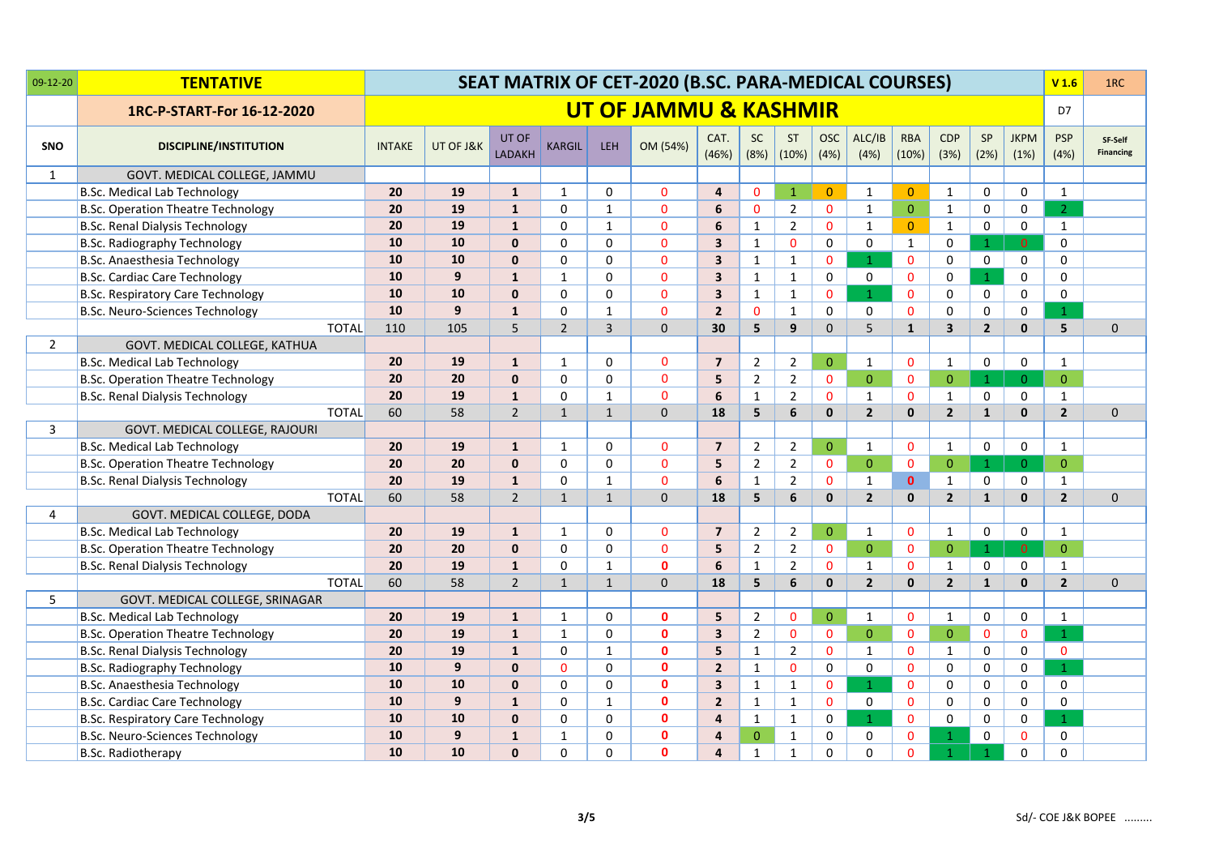| 09-12-20 | TENTATIVE | SEAT MATRIX OF CET-2020 (B.SC. PARA-MEDICAL COURSES) | | | | | | | | | | | | | | | V 1.6 | 1RC |
|---|---|---|---|---|---|---|---|---|---|---|---|---|---|---|---|---|---|---|
| | 1RC-P-START-For 16-12-2020 | UT OF JAMMU & KASHMIR | | | | | | | | | | | | | | | D7 | |
| SNO | DISCIPLINE/INSTITUTION | INTAKE | UT OF J&K | UT OF LADAKH | KARGIL | LEH | OM (54%) | CAT. (46%) | SC (8%) | ST (10%) | OSC (4%) | ALC/IB (4%) | RBA (10%) | CDP (3%) | SP (2%) | JKPM (1%) | PSP (4%) | SF-Self Financing |
| 1 | GOVT. MEDICAL COLLEGE, JAMMU | | | | | | | | | | | | | | | | | |
| | B.Sc. Medical Lab Technology | 20 | 19 | 1 | 1 | 0 | 0 | 4 | 0 | 1 | 0 | 1 | 0 | 1 | 0 | 0 | 1 | |
| | B.Sc. Operation Theatre Technology | 20 | 19 | 1 | 0 | 1 | 0 | 6 | 0 | 2 | 0 | 1 | 0 | 1 | 0 | 0 | 2 | |
| | B.Sc. Renal Dialysis Technology | 20 | 19 | 1 | 0 | 1 | 0 | 6 | 1 | 2 | 0 | 1 | 0 | 1 | 0 | 0 | 1 | |
| | B.Sc. Radiography Technology | 10 | 10 | 0 | 0 | 0 | 0 | 3 | 1 | 0 | 0 | 0 | 1 | 0 | 1 | 0 | 0 | |
| | B.Sc. Anaesthesia Technology | 10 | 10 | 0 | 0 | 0 | 0 | 3 | 1 | 1 | 0 | 1 | 0 | 0 | 0 | 0 | 0 | |
| | B.Sc. Cardiac Care Technology | 10 | 9 | 1 | 1 | 0 | 0 | 3 | 1 | 1 | 0 | 0 | 0 | 0 | 1 | 0 | 0 | |
| | B.Sc. Respiratory Care Technology | 10 | 10 | 0 | 0 | 0 | 0 | 3 | 1 | 1 | 0 | 1 | 0 | 0 | 0 | 0 | 0 | |
| | B.Sc. Neuro-Sciences Technology | 10 | 9 | 1 | 0 | 1 | 0 | 2 | 0 | 1 | 0 | 0 | 0 | 0 | 0 | 0 | 1 | |
| | TOTAL | 110 | 105 | 5 | 2 | 3 | 0 | 30 | 5 | 9 | 0 | 5 | 1 | 3 | 2 | 0 | 5 | 0 |
| 2 | GOVT. MEDICAL COLLEGE, KATHUA | | | | | | | | | | | | | | | | | |
| | B.Sc. Medical Lab Technology | 20 | 19 | 1 | 1 | 0 | 0 | 7 | 2 | 2 | 0 | 1 | 0 | 1 | 0 | 0 | 1 | |
| | B.Sc. Operation Theatre Technology | 20 | 20 | 0 | 0 | 0 | 0 | 5 | 2 | 2 | 0 | 0 | 0 | 0 | 1 | 0 | 0 | |
| | B.Sc. Renal Dialysis Technology | 20 | 19 | 1 | 0 | 1 | 0 | 6 | 1 | 2 | 0 | 1 | 0 | 1 | 0 | 0 | 1 | |
| | TOTAL | 60 | 58 | 2 | 1 | 1 | 0 | 18 | 5 | 6 | 0 | 2 | 0 | 2 | 1 | 0 | 2 | 0 |
| 3 | GOVT. MEDICAL COLLEGE, RAJOURI | | | | | | | | | | | | | | | | | |
| | B.Sc. Medical Lab Technology | 20 | 19 | 1 | 1 | 0 | 0 | 7 | 2 | 2 | 0 | 1 | 0 | 1 | 0 | 0 | 1 | |
| | B.Sc. Operation Theatre Technology | 20 | 20 | 0 | 0 | 0 | 0 | 5 | 2 | 2 | 0 | 0 | 0 | 0 | 1 | 0 | 0 | |
| | B.Sc. Renal Dialysis Technology | 20 | 19 | 1 | 0 | 1 | 0 | 6 | 1 | 2 | 0 | 1 | 0 | 1 | 0 | 0 | 1 | |
| | TOTAL | 60 | 58 | 2 | 1 | 1 | 0 | 18 | 5 | 6 | 0 | 2 | 0 | 2 | 1 | 0 | 2 | 0 |
| 4 | GOVT. MEDICAL COLLEGE, DODA | | | | | | | | | | | | | | | | | |
| | B.Sc. Medical Lab Technology | 20 | 19 | 1 | 1 | 0 | 0 | 7 | 2 | 2 | 0 | 1 | 0 | 1 | 0 | 0 | 1 | |
| | B.Sc. Operation Theatre Technology | 20 | 20 | 0 | 0 | 0 | 0 | 5 | 2 | 2 | 0 | 0 | 0 | 0 | 1 | 0 | 0 | |
| | B.Sc. Renal Dialysis Technology | 20 | 19 | 1 | 0 | 1 | 0 | 6 | 1 | 2 | 0 | 1 | 0 | 1 | 0 | 0 | 1 | |
| | TOTAL | 60 | 58 | 2 | 1 | 1 | 0 | 18 | 5 | 6 | 0 | 2 | 0 | 2 | 1 | 0 | 2 | 0 |
| 5 | GOVT. MEDICAL COLLEGE, SRINAGAR | | | | | | | | | | | | | | | | | |
| | B.Sc. Medical Lab Technology | 20 | 19 | 1 | 1 | 0 | 0 | 5 | 2 | 0 | 0 | 1 | 0 | 1 | 0 | 0 | 1 | |
| | B.Sc. Operation Theatre Technology | 20 | 19 | 1 | 1 | 0 | 0 | 3 | 2 | 0 | 0 | 0 | 0 | 0 | 0 | 0 | 1 | |
| | B.Sc. Renal Dialysis Technology | 20 | 19 | 1 | 0 | 1 | 0 | 5 | 1 | 2 | 0 | 1 | 0 | 1 | 0 | 0 | 0 | |
| | B.Sc. Radiography Technology | 10 | 9 | 0 | 0 | 0 | 0 | 2 | 1 | 0 | 0 | 0 | 0 | 0 | 0 | 0 | 1 | |
| | B.Sc. Anaesthesia Technology | 10 | 10 | 0 | 0 | 0 | 0 | 3 | 1 | 1 | 0 | 1 | 0 | 0 | 0 | 0 | 0 | |
| | B.Sc. Cardiac Care Technology | 10 | 9 | 1 | 0 | 1 | 0 | 2 | 1 | 1 | 0 | 0 | 0 | 0 | 0 | 0 | 0 | |
| | B.Sc. Respiratory Care Technology | 10 | 10 | 0 | 0 | 0 | 0 | 4 | 1 | 1 | 0 | 1 | 0 | 0 | 0 | 0 | 1 | |
| | B.Sc. Neuro-Sciences Technology | 10 | 9 | 1 | 1 | 0 | 0 | 4 | 0 | 1 | 0 | 0 | 0 | 1 | 0 | 0 | 0 | |
| | B.Sc. Radiotherapy | 10 | 10 | 0 | 0 | 0 | 0 | 4 | 1 | 1 | 0 | 0 | 0 | 1 | 1 | 0 | 0 | |

Sd/- COE J&K BOPEE .........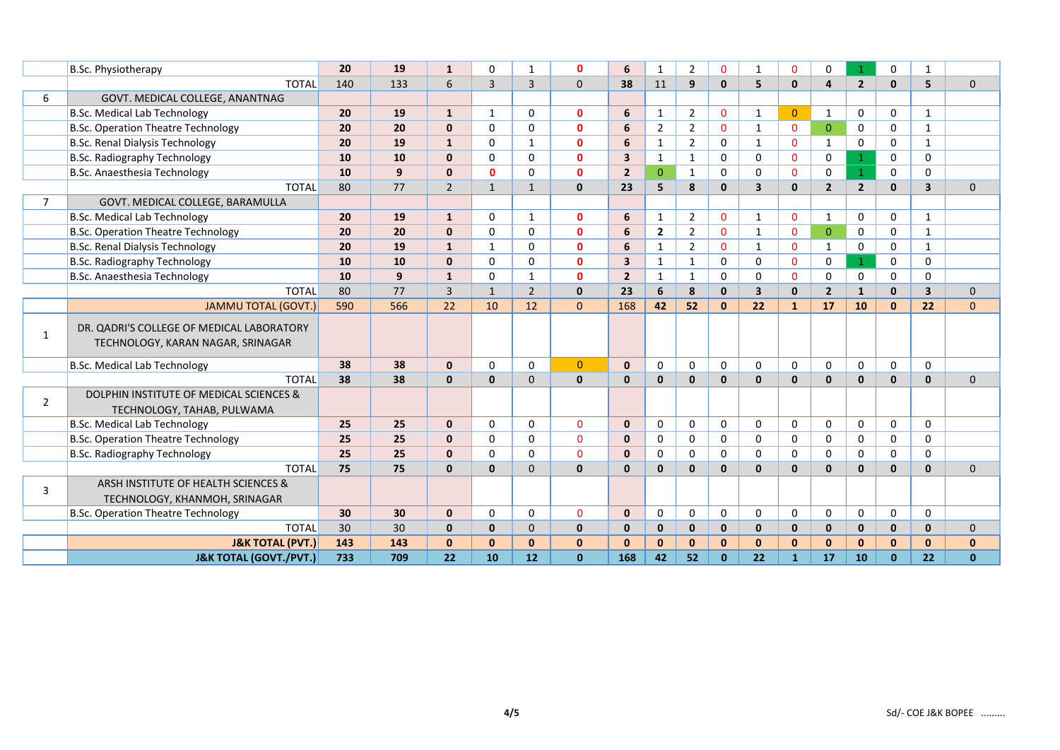| | | | | | | | | | | | | | | | | | | | |
|---|---|---|---|---|---|---|---|---|---|---|---|---|---|---|---|---|---|---|---|
| | B.Sc. Physiotherapy | 20 | 19 | 1 | 0 | 1 | 0 | 6 | 1 | 2 | 0 | 1 | 0 | 0 | 1 | 0 | 1 | |
| | TOTAL | 140 | 133 | 6 | 3 | 3 | 0 | 38 | 11 | 9 | 0 | 5 | 0 | 4 | 2 | 0 | 5 | 0 |
| 6 | GOVT. MEDICAL COLLEGE, ANANTNAG | | | | | | | | | | | | | | | | | |
| | B.Sc. Medical Lab Technology | 20 | 19 | 1 | 1 | 0 | 0 | 6 | 1 | 2 | 0 | 1 | 0 | 1 | 0 | 0 | 1 | |
| | B.Sc. Operation Theatre Technology | 20 | 20 | 0 | 0 | 0 | 0 | 6 | 2 | 2 | 0 | 1 | 0 | 0 | 0 | 0 | 1 | |
| | B.Sc. Renal Dialysis Technology | 20 | 19 | 1 | 0 | 1 | 0 | 6 | 1 | 2 | 0 | 1 | 0 | 1 | 0 | 0 | 1 | |
| | B.Sc. Radiography Technology | 10 | 10 | 0 | 0 | 0 | 0 | 3 | 1 | 1 | 0 | 0 | 0 | 0 | 1 | 0 | 0 | |
| | B.Sc. Anaesthesia Technology | 10 | 9 | 0 | 0 | 0 | 0 | 2 | 0 | 1 | 0 | 0 | 0 | 0 | 1 | 0 | 0 | |
| | TOTAL | 80 | 77 | 2 | 1 | 1 | 0 | 23 | 5 | 8 | 0 | 3 | 0 | 2 | 2 | 0 | 3 | 0 |
| 7 | GOVT. MEDICAL COLLEGE, BARAMULLA | | | | | | | | | | | | | | | | | |
| | B.Sc. Medical Lab Technology | 20 | 19 | 1 | 0 | 1 | 0 | 6 | 1 | 2 | 0 | 1 | 0 | 1 | 0 | 0 | 1 | |
| | B.Sc. Operation Theatre Technology | 20 | 20 | 0 | 0 | 0 | 0 | 6 | 2 | 2 | 0 | 1 | 0 | 0 | 0 | 0 | 1 | |
| | B.Sc. Renal Dialysis Technology | 20 | 19 | 1 | 1 | 0 | 0 | 6 | 1 | 2 | 0 | 1 | 0 | 1 | 0 | 0 | 1 | |
| | B.Sc. Radiography Technology | 10 | 10 | 0 | 0 | 0 | 0 | 3 | 1 | 1 | 0 | 0 | 0 | 0 | 1 | 0 | 0 | |
| | B.Sc. Anaesthesia Technology | 10 | 9 | 1 | 0 | 1 | 0 | 2 | 1 | 1 | 0 | 0 | 0 | 0 | 0 | 0 | 0 | |
| | TOTAL | 80 | 77 | 3 | 1 | 2 | 0 | 23 | 6 | 8 | 0 | 3 | 0 | 2 | 1 | 0 | 3 | 0 |
| | JAMMU TOTAL (GOVT.) | 590 | 566 | 22 | 10 | 12 | 0 | 168 | 42 | 52 | 0 | 22 | 1 | 17 | 10 | 0 | 22 | 0 |
| 1 | DR. QADRI'S COLLEGE OF MEDICAL LABORATORY TECHNOLOGY, KARAN NAGAR, SRINAGAR | | | | | | | | | | | | | | | | | |
| | B.Sc. Medical Lab Technology | 38 | 38 | 0 | 0 | 0 | 0 | 0 | 0 | 0 | 0 | 0 | 0 | 0 | 0 | 0 | 0 | |
| | TOTAL | 38 | 38 | 0 | 0 | 0 | 0 | 0 | 0 | 0 | 0 | 0 | 0 | 0 | 0 | 0 | 0 | 0 |
| 2 | DOLPHIN INSTITUTE OF MEDICAL SCIENCES & TECHNOLOGY, TAHAB, PULWAMA | | | | | | | | | | | | | | | | | |
| | B.Sc. Medical Lab Technology | 25 | 25 | 0 | 0 | 0 | 0 | 0 | 0 | 0 | 0 | 0 | 0 | 0 | 0 | 0 | 0 | |
| | B.Sc. Operation Theatre Technology | 25 | 25 | 0 | 0 | 0 | 0 | 0 | 0 | 0 | 0 | 0 | 0 | 0 | 0 | 0 | 0 | |
| | B.Sc. Radiography Technology | 25 | 25 | 0 | 0 | 0 | 0 | 0 | 0 | 0 | 0 | 0 | 0 | 0 | 0 | 0 | 0 | |
| | TOTAL | 75 | 75 | 0 | 0 | 0 | 0 | 0 | 0 | 0 | 0 | 0 | 0 | 0 | 0 | 0 | 0 | 0 |
| 3 | ARSH INSTITUTE OF HEALTH SCIENCES & TECHNOLOGY, KHANMOH, SRINAGAR | | | | | | | | | | | | | | | | | |
| | B.Sc. Operation Theatre Technology | 30 | 30 | 0 | 0 | 0 | 0 | 0 | 0 | 0 | 0 | 0 | 0 | 0 | 0 | 0 | 0 | |
| | TOTAL | 30 | 30 | 0 | 0 | 0 | 0 | 0 | 0 | 0 | 0 | 0 | 0 | 0 | 0 | 0 | 0 | 0 |
| | J&K TOTAL (PVT.) | 143 | 143 | 0 | 0 | 0 | 0 | 0 | 0 | 0 | 0 | 0 | 0 | 0 | 0 | 0 | 0 | 0 |
| | J&K TOTAL (GOVT./PVT.) | 733 | 709 | 22 | 10 | 12 | 0 | 168 | 42 | 52 | 0 | 22 | 1 | 17 | 10 | 0 | 22 | 0 |

Sd/- COE J&K BOPEE .........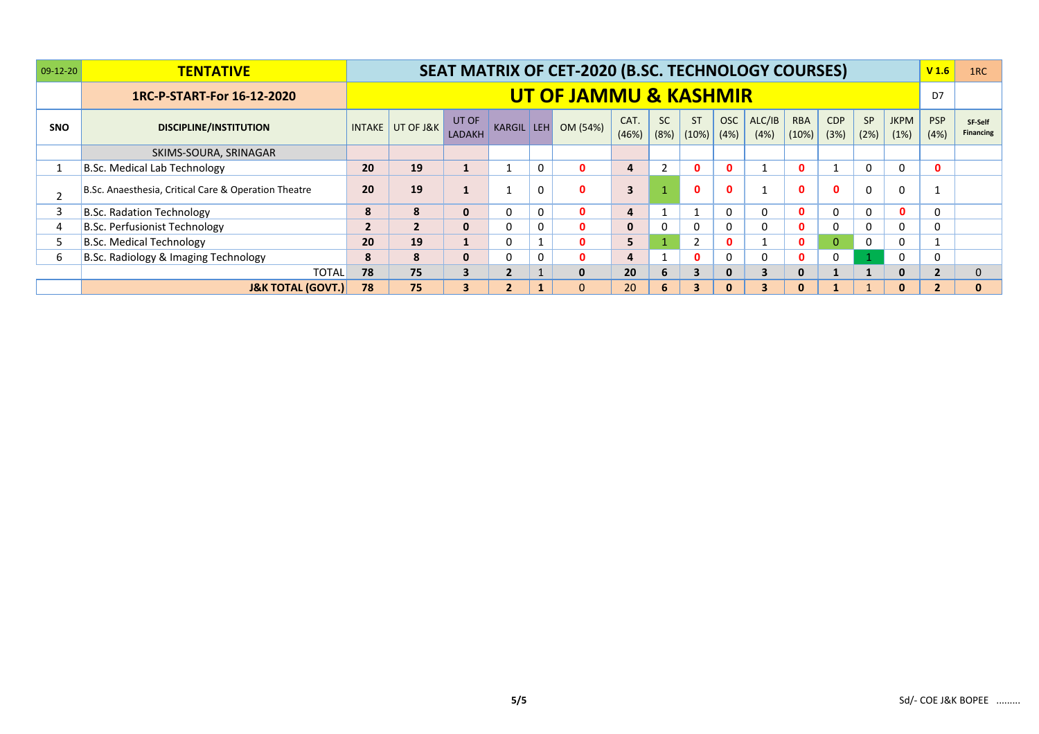| 09-12-20 | TENTATIVE | SEAT MATRIX OF CET-2020 (B.SC. TECHNOLOGY COURSES) | | | | | | | | | | | | | | | | | V 1.6 | 1RC |
|---|---|---|---|---|---|---|---|---|---|---|---|---|---|---|---|---|---|---|---|---|
| | 1RC-P-START-For 16-12-2020 | UT OF JAMMU & KASHMIR | | | | | | | | | | | | | | | | | D7 | |
| SNO | DISCIPLINE/INSTITUTION | INTAKE | UT OF J&K | UT OF LADAKH | KARGIL | LEH | OM (54%) | CAT. (46%) | SC (8%) | ST (10%) | OSC (4%) | ALC/IB (4%) | RBA (10%) | CDP (3%) | SP (2%) | JKPM (1%) | PSP (4%) | SF-Self Financing | | |
| | SKIMS-SOURA, SRINAGAR | | | | | | | | | | | | | | | | | | | |
| 1 | B.Sc. Medical Lab Technology | 20 | 19 | 1 | 1 | 0 | 0 | 4 | 2 | 0 | 0 | 1 | 0 | 1 | 0 | 0 | 0 | | | |
| 2 | B.Sc. Anaesthesia, Critical Care & Operation Theatre | 20 | 19 | 1 | 1 | 0 | 0 | 3 | 1 | 0 | 0 | 1 | 0 | 0 | 0 | 0 | 1 | | | |
| 3 | B.Sc. Radation Technology | 8 | 8 | 0 | 0 | 0 | 0 | 4 | 1 | 1 | 0 | 0 | 0 | 0 | 0 | 0 | 0 | | | |
| 4 | B.Sc. Perfusionist Technology | 2 | 2 | 0 | 0 | 0 | 0 | 0 | 0 | 0 | 0 | 0 | 0 | 0 | 0 | 0 | 0 | | | |
| 5 | B.Sc. Medical Technology | 20 | 19 | 1 | 0 | 1 | 0 | 5 | 1 | 2 | 0 | 1 | 0 | 0 | 0 | 0 | 1 | | | |
| 6 | B.Sc. Radiology & Imaging Technology | 8 | 8 | 0 | 0 | 0 | 0 | 4 | 1 | 0 | 0 | 0 | 0 | 0 | 1 | 0 | 0 | | | |
| | TOTAL | 78 | 75 | 3 | 2 | 1 | 0 | 20 | 6 | 3 | 0 | 3 | 0 | 1 | 1 | 0 | 2 | 0 | | |
| | J&K TOTAL (GOVT.) | 78 | 75 | 3 | 2 | 1 | 0 | 20 | 6 | 3 | 0 | 3 | 0 | 1 | 1 | 0 | 2 | 0 | | |

Sd/- COE J&K BOPEE .........